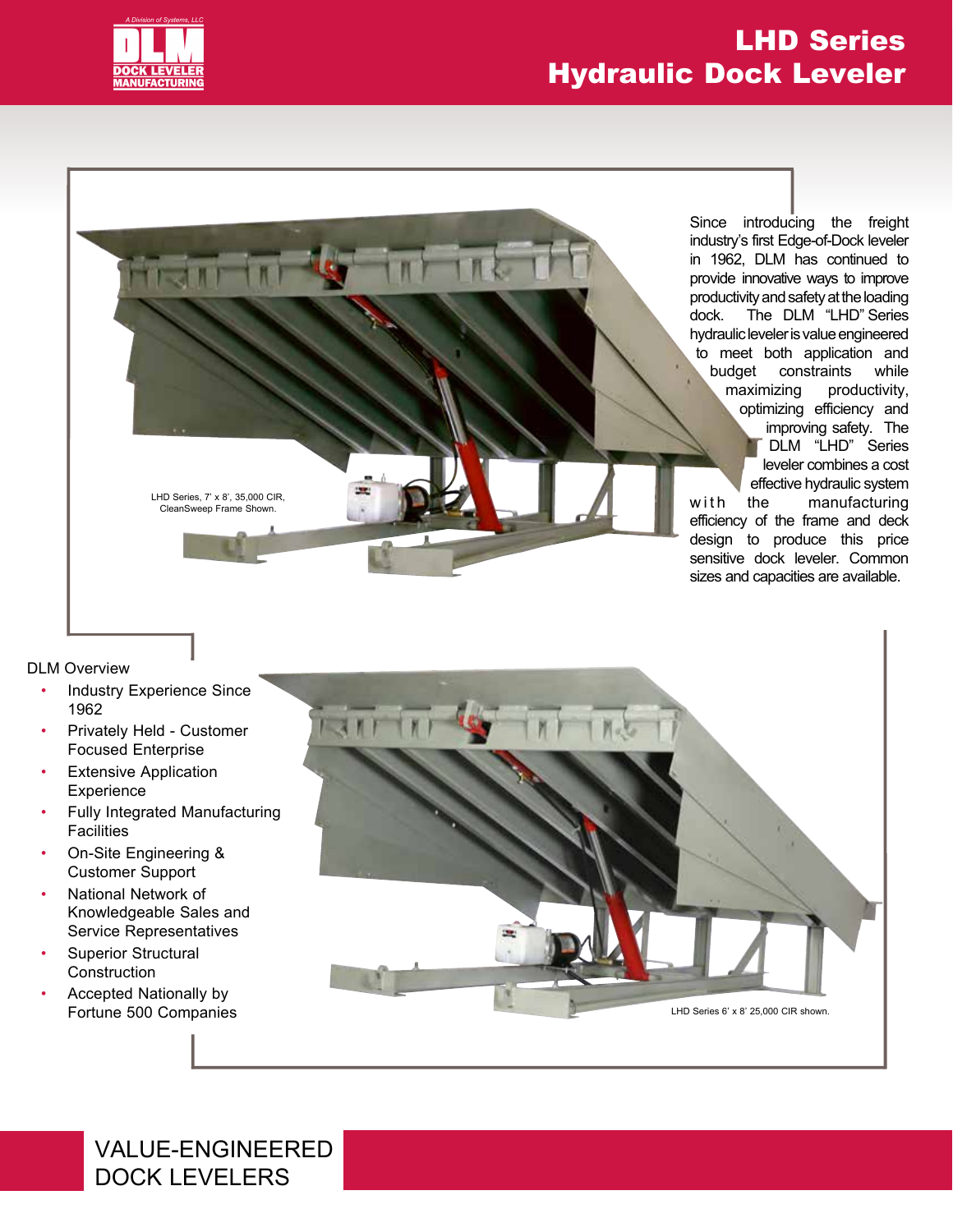# LHD Series Hydraulic Dock Leveler

Since introducing the freight industry's first Edge-of-Dock leveler in 1962, DLM has continued to provide innovative ways to improve productivity and safety at the loading dock. The DLM "LHD" Series hydraulic leveler is value engineered to meet both application and budget constraints while maximizing productivity, optimizing efficiency and improving safety. The DLM "LHD" Series leveler combines a cost effective hydraulic system with the manufacturing efficiency of the frame and deck design to produce this price sensitive dock leveler. Common sizes and capacities are available.

LHD Series, 7' x 8', 35,000 CIR, CleanSweep Frame Shown.

DLM Overview

- Industry Experience Since 1962
- Privately Held - Customer Focused Enterprise
- Extensive Application Experience
- Fully Integrated Manufacturing Facilities
- On-Site Engineering & Customer Support
- National Network of Knowledgeable Sales and Service Representatives
- Superior Structural Construction
- Accepted Nationally by Fortune 500 Companies

LHD Series 6' x 8' 25,000 CIR shown.

## VALUE-ENGINEERED DOCK LEVELERS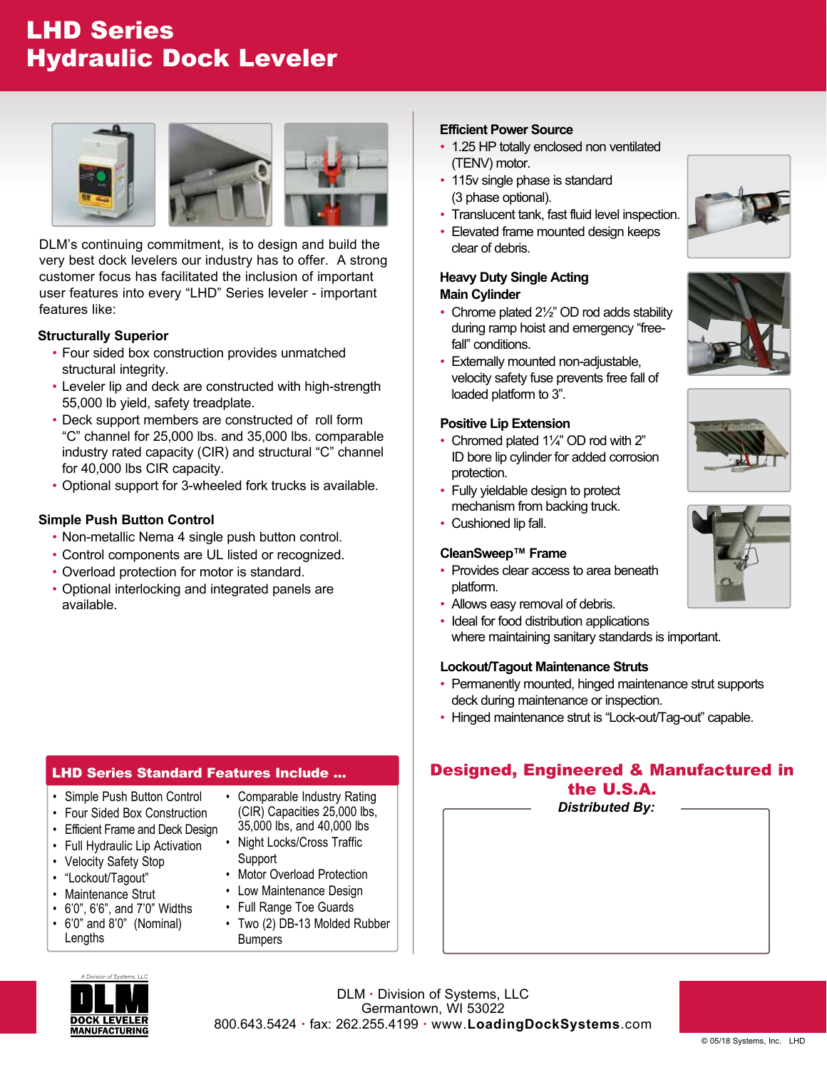# LHD Series Hydraulic Dock Leveler

DLM's continuing commitment, is to design and build the very best dock levelers our industry has to offer. A strong customer focus has facilitated the inclusion of important user features into every "LHD" Series leveler - important features like:

### Structurally Superior

- Four sided box construction provides unmatched structural integrity.
- Leveler lip and deck are constructed with high-strength 55,000 lb yield, safety treadplate.
- Deck support members are constructed of roll form "C" channel for 25,000 lbs. and 35,000 lbs. comparable industry rated capacity (CIR) and structural "C" channel for 40,000 lbs CIR capacity.
- Optional support for 3-wheeled fork trucks is available.

### Simple Push Button Control

- Non-metallic Nema 4 single push button control.
- Control components are UL listed or recognized.
- Overload protection for motor is standard.
- Optional interlocking and integrated panels are available.

### Efficient Power Source

- 1.25 HP totally enclosed non ventilated (TENV) motor.
- 115v single phase is standard (3 phase optional).
- Translucent tank, fast fluid level inspection.
- Elevated frame mounted design keeps clear of debris.

### Heavy Duty Single Acting Main Cylinder

- Chrome plated 2½" OD rod adds stability during ramp hoist and emergency "free-fall" conditions.
- Externally mounted non-adjustable, velocity safety fuse prevents free fall of loaded platform to 3".

### Positive Lip Extension

- Chromed plated 1¼" OD rod with 2" ID bore lip cylinder for added corrosion protection.
- Fully yieldable design to protect mechanism from backing truck.
- Cushioned lip fall.

### CleanSweep™ Frame

- Provides clear access to area beneath platform.
- Allows easy removal of debris.
- Ideal for food distribution applications where maintaining sanitary standards is important.

### Lockout/Tagout Maintenance Struts

- Permanently mounted, hinged maintenance strut supports deck during maintenance or inspection.
- Hinged maintenance strut is "Lock-out/Tag-out" capable.

### LHD Series Standard Features Include ...

- Simple Push Button Control
- Four Sided Box Construction
- Efficient Frame and Deck Design
- Full Hydraulic Lip Activation
- Velocity Safety Stop
- "Lockout/Tagout"
- Maintenance Strut
- 6'0", 6'6", and 7'0" Widths
- 6'0" and 8'0" (Nominal) Lengths
- Comparable Industry Rating (CIR) Capacities 25,000 lbs, 35,000 lbs, and 40,000 lbs
- Night Locks/Cross Traffic Support
- Motor Overload Protection
- Low Maintenance Design
- Full Range Toe Guards
- Two (2) DB-13 Molded Rubber Bumpers

## Designed, Engineered & Manufactured in the U.S.A.

*Distributed By:*

DLM · Division of Systems, LLC
Germantown, WI 53022
800.643.5424 · fax: 262.255.4199 · www.LoadingDockSystems.com

© 05/18 Systems, Inc. LHD